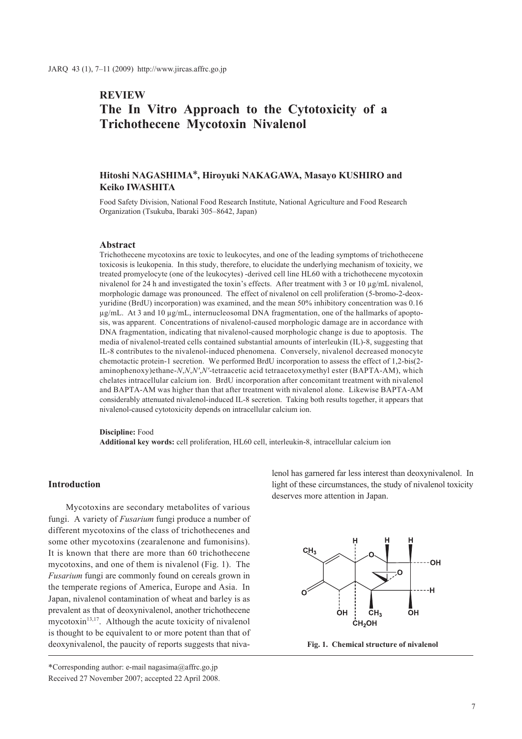**REVIEW**

# The In Vitro Approach to the Cytotoxicity of a Trichothecene Mycotoxin Nivalenol

**Hitoshi NAGASHIMA*, Hiroyuki NAKAGAWA, Masayo KUSHIRO and Keiko IWASHITA**

Food Safety Division, National Food Research Institute, National Agriculture and Food Research Organization (Tsukuba, Ibaraki 305–8642, Japan)

## Abstract

Trichothecene mycotoxins are toxic to leukocytes, and one of the leading symptoms of trichothecene toxicosis is leukopenia. In this study, therefore, to elucidate the underlying mechanism of toxicity, we treated promyelocyte (one of the leukocytes) -derived cell line HL60 with a trichothecene mycotoxin nivalenol for 24 h and investigated the toxin's effects. After treatment with 3 or 10 µg/mL nivalenol, morphologic damage was pronounced. The effect of nivalenol on cell proliferation (5-bromo-2-deoxyuridine (BrdU) incorporation) was examined, and the mean 50% inhibitory concentration was 0.16 µg/mL. At 3 and 10 µg/mL, internucleosomal DNA fragmentation, one of the hallmarks of apoptosis, was apparent. Concentrations of nivalenol-caused morphologic damage are in accordance with DNA fragmentation, indicating that nivalenol-caused morphologic change is due to apoptosis. The media of nivalenol-treated cells contained substantial amounts of interleukin (IL)-8, suggesting that IL-8 contributes to the nivalenol-induced phenomena. Conversely, nivalenol decreased monocyte chemotactic protein-1 secretion. We performed BrdU incorporation to assess the effect of 1,2-bis(2-aminophenoxy)ethane-*N*,*N*,*N′*,*N′*-tetraacetic acid tetraacetoxymethyl ester (BAPTA-AM), which chelates intracellular calcium ion. BrdU incorporation after concomitant treatment with nivalenol and BAPTA-AM was higher than that after treatment with nivalenol alone. Likewise BAPTA-AM considerably attenuated nivalenol-induced IL-8 secretion. Taking both results together, it appears that nivalenol-caused cytotoxicity depends on intracellular calcium ion.

**Discipline:** Food

**Additional key words:** cell proliferation, HL60 cell, interleukin-8, intracellular calcium ion

## Introduction

Mycotoxins are secondary metabolites of various fungi. A variety of *Fusarium* fungi produce a number of different mycotoxins of the class of trichothecenes and some other mycotoxins (zearalenone and fumonisins). It is known that there are more than 60 trichothecene mycotoxins, and one of them is nivalenol (Fig. 1). The *Fusarium* fungi are commonly found on cereals grown in the temperate regions of America, Europe and Asia. In Japan, nivalenol contamination of wheat and barley is as prevalent as that of deoxynivalenol, another trichothecene mycotoxin[13,17]. Although the acute toxicity of nivalenol is thought to be equivalent to or more potent than that of deoxynivalenol, the paucity of reports suggests that nivalenol has garnered far less interest than deoxynivalenol. In light of these circumstances, the study of nivalenol toxicity deserves more attention in Japan.

H H H
$CH_3$
O
OH
O
H
O
OH
$CH_3$
OH
$CH_2OH$

**Fig. 1. Chemical structure of nivalenol**

*Corresponding author: e-mail nagasima@affrc.go.jp

Received 27 November 2007; accepted 22 April 2008.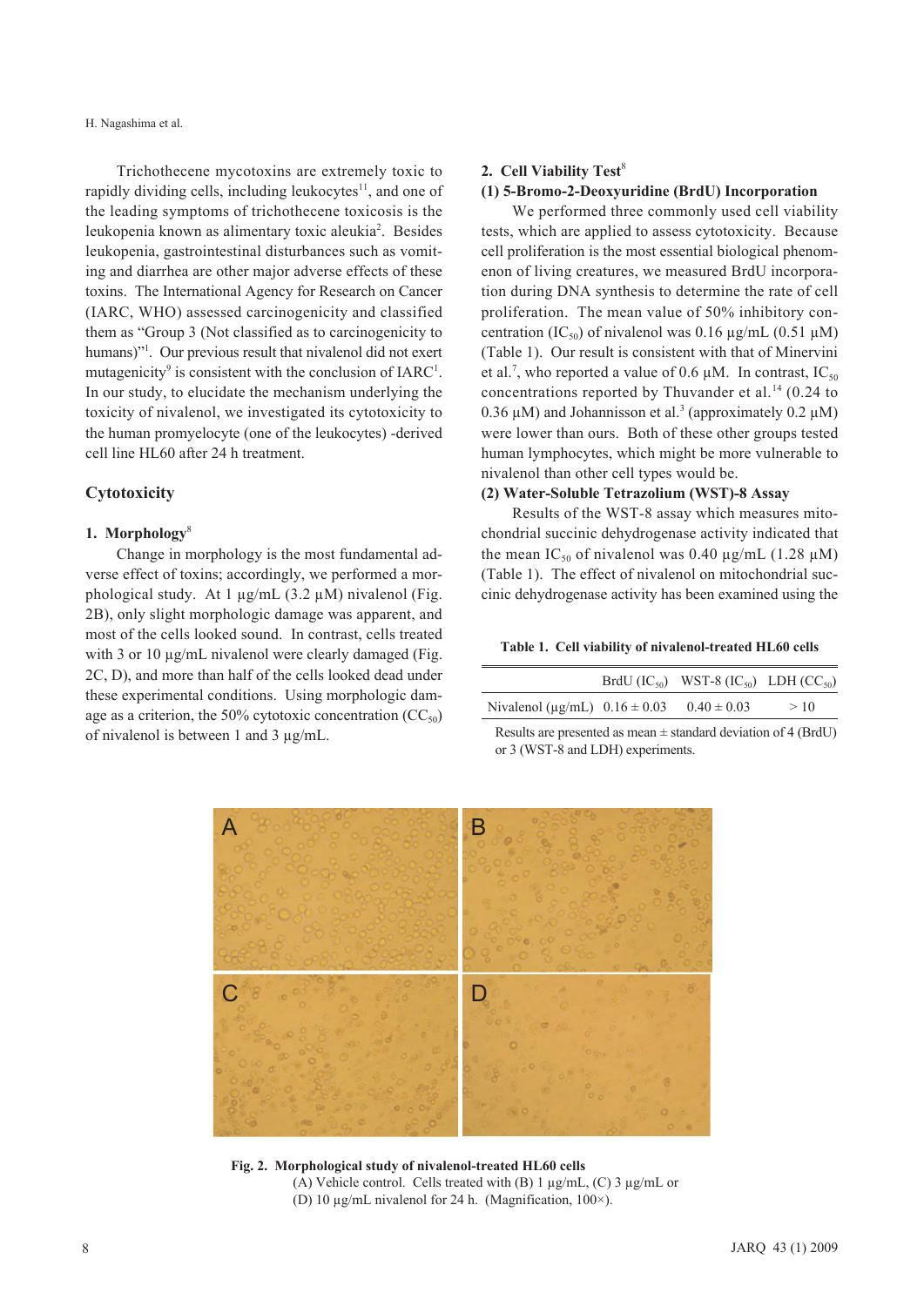Trichothecene mycotoxins are extremely toxic to rapidly dividing cells, including leukocytes[11], and one of the leading symptoms of trichothecene toxicosis is the leukopenia known as alimentary toxic aleukia[2]. Besides leukopenia, gastrointestinal disturbances such as vomiting and diarrhea are other major adverse effects of these toxins. The International Agency for Research on Cancer (IARC, WHO) assessed carcinogenicity and classified them as "Group 3 (Not classified as to carcinogenicity to humans)"[1]. Our previous result that nivalenol did not exert mutagenicity[9] is consistent with the conclusion of IARC[1]. In our study, to elucidate the mechanism underlying the toxicity of nivalenol, we investigated its cytotoxicity to the human promyelocyte (one of the leukocytes) -derived cell line HL60 after 24 h treatment.

## Cytotoxicity

### 1. Morphology[8]

Change in morphology is the most fundamental adverse effect of toxins; accordingly, we performed a morphological study. At 1 μg/mL (3.2 μM) nivalenol (Fig. 2B), only slight morphologic damage was apparent, and most of the cells looked sound. In contrast, cells treated with 3 or 10 μg/mL nivalenol were clearly damaged (Fig. 2C, D), and more than half of the cells looked dead under these experimental conditions. Using morphologic damage as a criterion, the 50% cytotoxic concentration ($CC_{50}$) of nivalenol is between 1 and 3 μg/mL.

### 2. Cell Viability Test[8]

#### (1) 5-Bromo-2-Deoxyuridine (BrdU) Incorporation

We performed three commonly used cell viability tests, which are applied to assess cytotoxicity. Because cell proliferation is the most essential biological phenomenon of living creatures, we measured BrdU incorporation during DNA synthesis to determine the rate of cell proliferation. The mean value of 50% inhibitory concentration ($IC_{50}$) of nivalenol was 0.16 μg/mL (0.51 μM) (Table 1). Our result is consistent with that of Minervini et al.[7], who reported a value of 0.6 μM. In contrast, $IC_{50}$ concentrations reported by Thuvander et al.[14] (0.24 to 0.36 μM) and Johannisson et al.[3] (approximately 0.2 μM) were lower than ours. Both of these other groups tested human lymphocytes, which might be more vulnerable to nivalenol than other cell types would be.

#### (2) Water-Soluble Tetrazolium (WST)-8 Assay

Results of the WST-8 assay which measures mitochondrial succinic dehydrogenase activity indicated that the mean $IC_{50}$ of nivalenol was 0.40 μg/mL (1.28 μM) (Table 1). The effect of nivalenol on mitochondrial succinic dehydrogenase activity has been examined using the

**Table 1. Cell viability of nivalenol-treated HL60 cells**

| | BrdU ($IC_{50}$) | WST-8 ($IC_{50}$) | LDH ($CC_{50}$) |
|---|---|---|---|
| Nivalenol (μg/mL) | 0.16 ± 0.03 | 0.40 ± 0.03 | > 10 |

Results are presented as mean ± standard deviation of 4 (BrdU) or 3 (WST-8 and LDH) experiments.

**Fig. 2. Morphological study of nivalenol-treated HL60 cells**
(A) Vehicle control. Cells treated with (B) 1 μg/mL, (C) 3 μg/mL or (D) 10 μg/mL nivalenol for 24 h. (Magnification, 100×).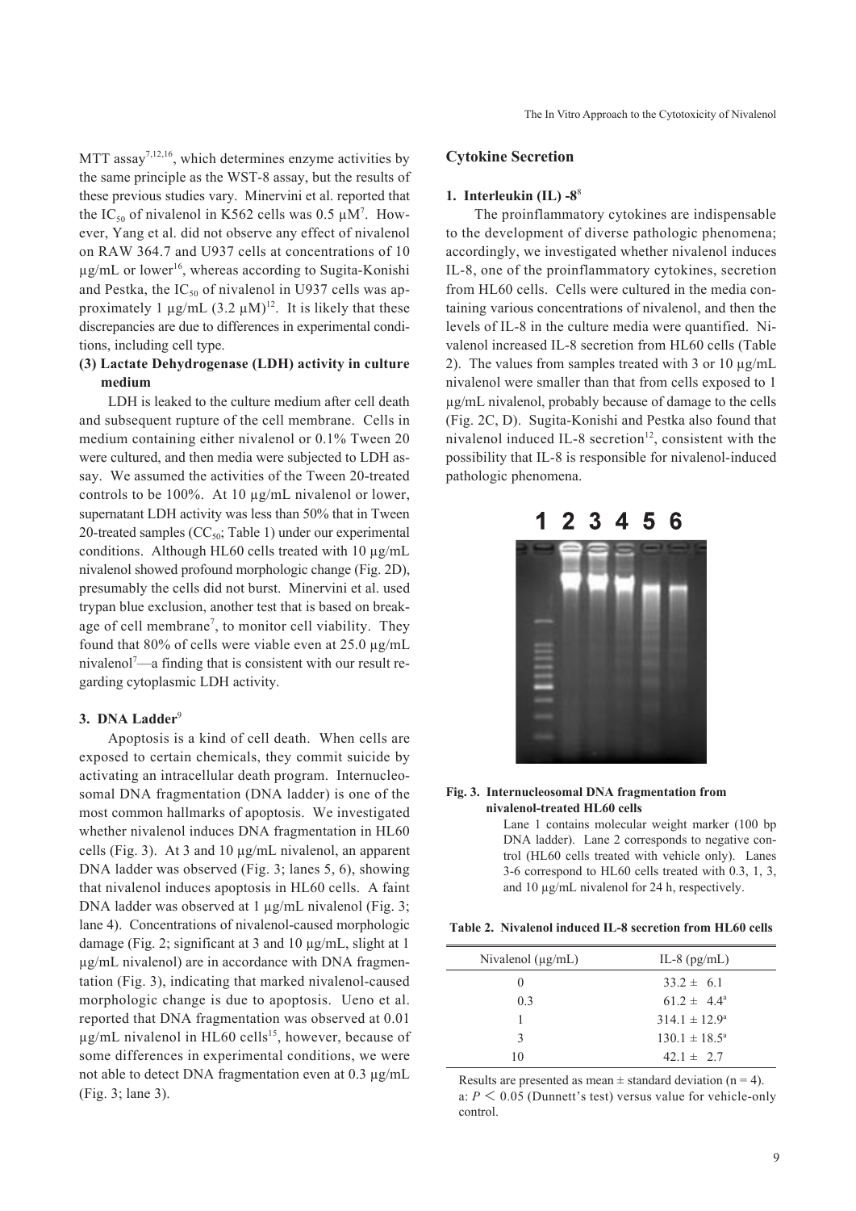MTT assay[7,12,16], which determines enzyme activities by the same principle as the WST-8 assay, but the results of these previous studies vary. Minervini et al. reported that the $IC_{50}$ of nivalenol in K562 cells was 0.5 μM[7]. However, Yang et al. did not observe any effect of nivalenol on RAW 364.7 and U937 cells at concentrations of 10 μg/mL or lower[16], whereas according to Sugita-Konishi and Pestka, the $IC_{50}$ of nivalenol in U937 cells was approximately 1 μg/mL (3.2 μM)[12]. It is likely that these discrepancies are due to differences in experimental conditions, including cell type.

**(3) Lactate Dehydrogenase (LDH) activity in culture medium**

LDH is leaked to the culture medium after cell death and subsequent rupture of the cell membrane. Cells in medium containing either nivalenol or 0.1% Tween 20 were cultured, and then media were subjected to LDH assay. We assumed the activities of the Tween 20-treated controls to be 100%. At 10 μg/mL nivalenol or lower, supernatant LDH activity was less than 50% that in Tween 20-treated samples ($CC_{50}$; Table 1) under our experimental conditions. Although HL60 cells treated with 10 μg/mL nivalenol showed profound morphologic change (Fig. 2D), presumably the cells did not burst. Minervini et al. used trypan blue exclusion, another test that is based on breakage of cell membrane[7], to monitor cell viability. They found that 80% of cells were viable even at 25.0 μg/mL nivalenol[7]—a finding that is consistent with our result regarding cytoplasmic LDH activity.

### 3. DNA Ladder[9]

Apoptosis is a kind of cell death. When cells are exposed to certain chemicals, they commit suicide by activating an intracellular death program. Internucleosomal DNA fragmentation (DNA ladder) is one of the most common hallmarks of apoptosis. We investigated whether nivalenol induces DNA fragmentation in HL60 cells (Fig. 3). At 3 and 10 μg/mL nivalenol, an apparent DNA ladder was observed (Fig. 3; lanes 5, 6), showing that nivalenol induces apoptosis in HL60 cells. A faint DNA ladder was observed at 1 μg/mL nivalenol (Fig. 3; lane 4). Concentrations of nivalenol-caused morphologic damage (Fig. 2; significant at 3 and 10 μg/mL, slight at 1 μg/mL nivalenol) are in accordance with DNA fragmentation (Fig. 3), indicating that marked nivalenol-caused morphologic change is due to apoptosis. Ueno et al. reported that DNA fragmentation was observed at 0.01 μg/mL nivalenol in HL60 cells[15], however, because of some differences in experimental conditions, we were not able to detect DNA fragmentation even at 0.3 μg/mL (Fig. 3; lane 3).

## Cytokine Secretion

### 1. Interleukin (IL) -8[8]

The proinflammatory cytokines are indispensable to the development of diverse pathologic phenomena; accordingly, we investigated whether nivalenol induces IL-8, one of the proinflammatory cytokines, secretion from HL60 cells. Cells were cultured in the media containing various concentrations of nivalenol, and then the levels of IL-8 in the culture media were quantified. Nivalenol increased IL-8 secretion from HL60 cells (Table 2). The values from samples treated with 3 or 10 μg/mL nivalenol were smaller than that from cells exposed to 1 μg/mL nivalenol, probably because of damage to the cells (Fig. 2C, D). Sugita-Konishi and Pestka also found that nivalenol induced IL-8 secretion[12], consistent with the possibility that IL-8 is responsible for nivalenol-induced pathologic phenomena.

1 2 3 4 5 6

**Fig. 3. Internucleosomal DNA fragmentation from nivalenol-treated HL60 cells**

Lane 1 contains molecular weight marker (100 bp DNA ladder). Lane 2 corresponds to negative control (HL60 cells treated with vehicle only). Lanes 3-6 correspond to HL60 cells treated with 0.3, 1, 3, and 10 μg/mL nivalenol for 24 h, respectively.

**Table 2. Nivalenol induced IL-8 secretion from HL60 cells**

| Nivalenol (μg/mL) | IL-8 (pg/mL) |
|---|---|
| 0 | 33.2 ± 6.1 |
| 0.3 | 61.2 ± 4.4[a] |
| 1 | 314.1 ± 12.9[a] |
| 3 | 130.1 ± 18.5[a] |
| 10 | 42.1 ± 2.7 |

Results are presented as mean ± standard deviation (n = 4).
a: $P < 0.05$ (Dunnett's test) versus value for vehicle-only control.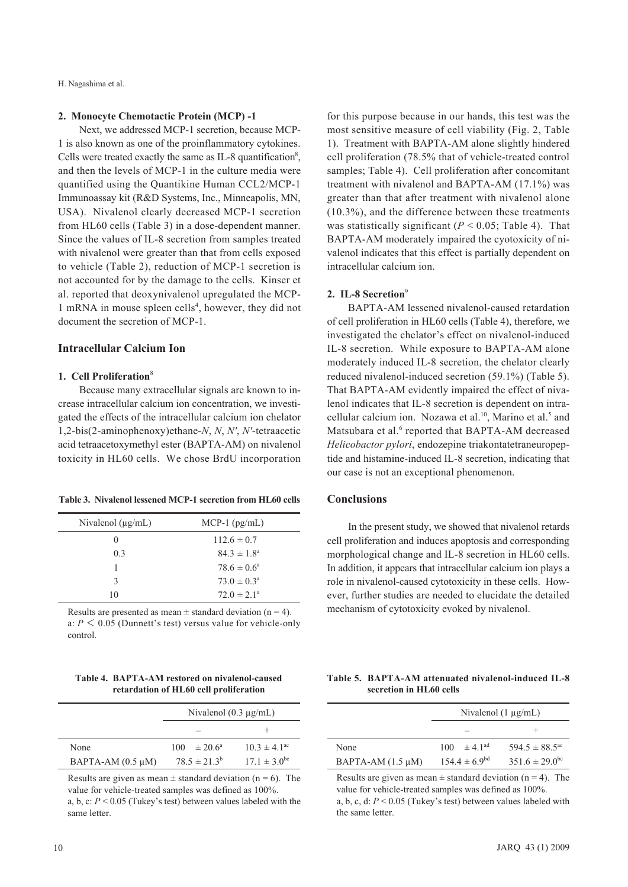## 2. Monocyte Chemotactic Protein (MCP) -1

Next, we addressed MCP-1 secretion, because MCP-1 is also known as one of the proinflammatory cytokines. Cells were treated exactly the same as IL-8 quantification[8], and then the levels of MCP-1 in the culture media were quantified using the Quantikine Human CCL2/MCP-1 Immunoassay kit (R&D Systems, Inc., Minneapolis, MN, USA). Nivalenol clearly decreased MCP-1 secretion from HL60 cells (Table 3) in a dose-dependent manner. Since the values of IL-8 secretion from samples treated with nivalenol were greater than that from cells exposed to vehicle (Table 2), reduction of MCP-1 secretion is not accounted for by the damage to the cells. Kinser et al. reported that deoxynivalenol upregulated the MCP-1 mRNA in mouse spleen cells[4], however, they did not document the secretion of MCP-1.

# Intracellular Calcium Ion

## 1. Cell Proliferation[8]

Because many extracellular signals are known to increase intracellular calcium ion concentration, we investigated the effects of the intracellular calcium ion chelator 1,2-bis(2-aminophenoxy)ethane-*N*, *N*, *N′*, *N′*-tetraacetic acid tetraacetoxymethyl ester (BAPTA-AM) on nivalenol toxicity in HL60 cells. We chose BrdU incorporation for this purpose because in our hands, this test was the most sensitive measure of cell viability (Fig. 2, Table 1). Treatment with BAPTA-AM alone slightly hindered cell proliferation (78.5% that of vehicle-treated control samples; Table 4). Cell proliferation after concomitant treatment with nivalenol and BAPTA-AM (17.1%) was greater than that after treatment with nivalenol alone (10.3%), and the difference between these treatments was statistically significant ($P < 0.05$; Table 4). That BAPTA-AM moderately impaired the cyotoxicity of nivalenol indicates that this effect is partially dependent on intracellular calcium ion.

## 2. IL-8 Secretion[9]

BAPTA-AM lessened nivalenol-caused retardation of cell proliferation in HL60 cells (Table 4), therefore, we investigated the chelator's effect on nivalenol-induced IL-8 secretion. While exposure to BAPTA-AM alone moderately induced IL-8 secretion, the chelator clearly reduced nivalenol-induced secretion (59.1%) (Table 5). That BAPTA-AM evidently impaired the effect of nivalenol indicates that IL-8 secretion is dependent on intracellular calcium ion. Nozawa et al.[10], Marino et al.[5] and Matsubara et al.[6] reported that BAPTA-AM decreased *Helicobactor pylori*, endozepine triakontatetraneuropeptide and histamine-induced IL-8 secretion, indicating that our case is not an exceptional phenomenon.

**Table 3. Nivalenol lessened MCP-1 secretion from HL60 cells**

| Nivalenol (μg/mL) | MCP-1 (pg/mL) |
|---|---|
| 0 | 112.6 ± 0.7 |
| 0.3 | $84.3 \pm 1.8^{a}$ |
| 1 | $78.6 \pm 0.6^{a}$ |
| 3 | $73.0 \pm 0.3^{a}$ |
| 10 | $72.0 \pm 2.1^{a}$ |

Results are presented as mean ± standard deviation (n = 4).
a: $P < 0.05$ (Dunnett's test) versus value for vehicle-only control.

**Table 4. BAPTA-AM restored on nivalenol-caused retardation of HL60 cell proliferation**

| | Nivalenol (0.3 μg/mL) | |
|---|---|---|
| | – | + |
| None | $100 \pm 20.6^{a}$ | $10.3 \pm 4.1^{ac}$ |
| BAPTA-AM (0.5 μM) | $78.5 \pm 21.3^{b}$ | $17.1 \pm 3.0^{bc}$ |

Results are given as mean ± standard deviation (n = 6). The value for vehicle-treated samples was defined as 100%.
a, b, c: $P < 0.05$ (Tukey's test) between values labeled with the same letter.

# Conclusions

In the present study, we showed that nivalenol retards cell proliferation and induces apoptosis and corresponding morphological change and IL-8 secretion in HL60 cells. In addition, it appears that intracellular calcium ion plays a role in nivalenol-caused cytotoxicity in these cells. However, further studies are needed to elucidate the detailed mechanism of cytotoxicity evoked by nivalenol.

**Table 5. BAPTA-AM attenuated nivalenol-induced IL-8 secretion in HL60 cells**

| | Nivalenol (1 μg/mL) | |
|---|---|---|
| | – | + |
| None | $100 \pm 4.1^{ad}$ | $594.5 \pm 88.5^{ac}$ |
| BAPTA-AM (1.5 μM) | $154.4 \pm 6.9^{bd}$ | $351.6 \pm 29.0^{bc}$ |

Results are given as mean ± standard deviation (n = 4). The value for vehicle-treated samples was defined as 100%.
a, b, c, d: $P < 0.05$ (Tukey's test) between values labeled with the same letter.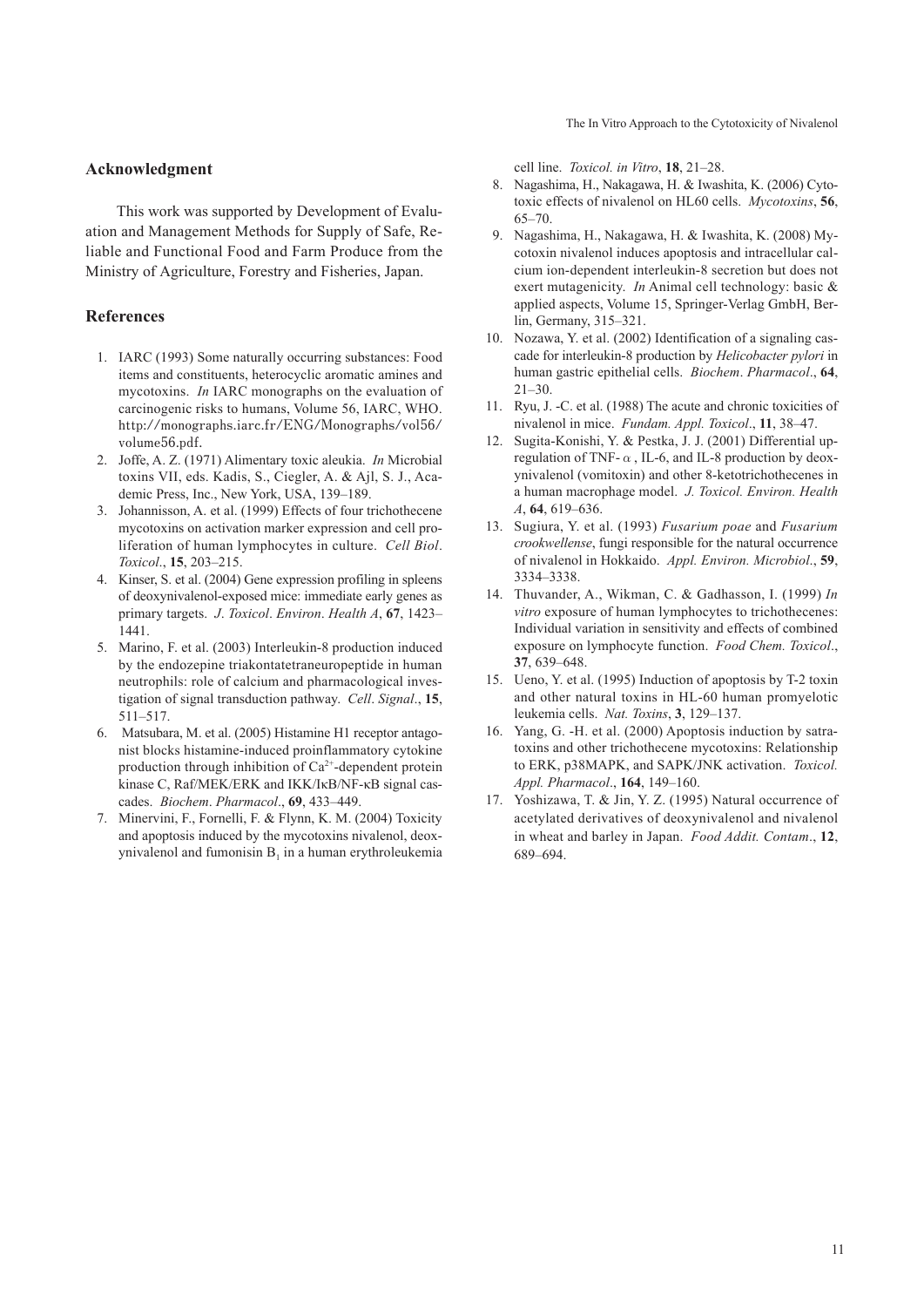## Acknowledgment

This work was supported by Development of Evaluation and Management Methods for Supply of Safe, Reliable and Functional Food and Farm Produce from the Ministry of Agriculture, Forestry and Fisheries, Japan.

## References

1. IARC (1993) Some naturally occurring substances: Food items and constituents, heterocyclic aromatic amines and mycotoxins. *In* IARC monographs on the evaluation of carcinogenic risks to humans, Volume 56, IARC, WHO. http://monographs.iarc.fr/ENG/Monographs/vol56/volume56.pdf.
2. Joffe, A. Z. (1971) Alimentary toxic aleukia. *In* Microbial toxins VII, eds. Kadis, S., Ciegler, A. & Ajl, S. J., Academic Press, Inc., New York, USA, 139–189.
3. Johannisson, A. et al. (1999) Effects of four trichothecene mycotoxins on activation marker expression and cell proliferation of human lymphocytes in culture. *Cell Biol. Toxicol.*, **15**, 203–215.
4. Kinser, S. et al. (2004) Gene expression profiling in spleens of deoxynivalenol-exposed mice: immediate early genes as primary targets. *J. Toxicol. Environ. Health A*, **67**, 1423–1441.
5. Marino, F. et al. (2003) Interleukin-8 production induced by the endozepine triakontatetraneuropeptide in human neutrophils: role of calcium and pharmacological investigation of signal transduction pathway. *Cell. Signal.*, **15**, 511–517.
6. Matsubara, M. et al. (2005) Histamine H1 receptor antagonist blocks histamine-induced proinflammatory cytokine production through inhibition of $Ca^{2+}$-dependent protein kinase C, Raf/MEK/ERK and IKK/IκB/NF-κB signal cascades. *Biochem. Pharmacol.*, **69**, 433–449.
7. Minervini, F., Fornelli, F. & Flynn, K. M. (2004) Toxicity and apoptosis induced by the mycotoxins nivalenol, deoxynivalenol and fumonisin $B_1$ in a human erythroleukemia cell line. *Toxicol. in Vitro*, **18**, 21–28.
8. Nagashima, H., Nakagawa, H. & Iwashita, K. (2006) Cytotoxic effects of nivalenol on HL60 cells. *Mycotoxins*, **56**, 65–70.
9. Nagashima, H., Nakagawa, H. & Iwashita, K. (2008) Mycotoxin nivalenol induces apoptosis and intracellular calcium ion-dependent interleukin-8 secretion but does not exert mutagenicity. *In* Animal cell technology: basic & applied aspects, Volume 15, Springer-Verlag GmbH, Berlin, Germany, 315–321.
10. Nozawa, Y. et al. (2002) Identification of a signaling cascade for interleukin-8 production by *Helicobacter pylori* in human gastric epithelial cells. *Biochem. Pharmacol.*, **64**, 21–30.
11. Ryu, J. -C. et al. (1988) The acute and chronic toxicities of nivalenol in mice. *Fundam. Appl. Toxicol.*, **11**, 38–47.
12. Sugita-Konishi, Y. & Pestka, J. J. (2001) Differential upregulation of TNF-$\alpha$, IL-6, and IL-8 production by deoxynivalenol (vomitoxin) and other 8-ketotrichothecenes in a human macrophage model. *J. Toxicol. Environ. Health A*, **64**, 619–636.
13. Sugiura, Y. et al. (1993) *Fusarium poae* and *Fusarium crookwellense*, fungi responsible for the natural occurrence of nivalenol in Hokkaido. *Appl. Environ. Microbiol.*, **59**, 3334–3338.
14. Thuvander, A., Wikman, C. & Gadhasson, I. (1999) *In vitro* exposure of human lymphocytes to trichothecenes: Individual variation in sensitivity and effects of combined exposure on lymphocyte function. *Food Chem. Toxicol.*, **37**, 639–648.
15. Ueno, Y. et al. (1995) Induction of apoptosis by T-2 toxin and other natural toxins in HL-60 human promyelotic leukemia cells. *Nat. Toxins*, **3**, 129–137.
16. Yang, G. -H. et al. (2000) Apoptosis induction by satratoxins and other trichothecene mycotoxins: Relationship to ERK, p38MAPK, and SAPK/JNK activation. *Toxicol. Appl. Pharmacol.*, **164**, 149–160.
17. Yoshizawa, T. & Jin, Y. Z. (1995) Natural occurrence of acetylated derivatives of deoxynivalenol and nivalenol in wheat and barley in Japan. *Food Addit. Contam.*, **12**, 689–694.